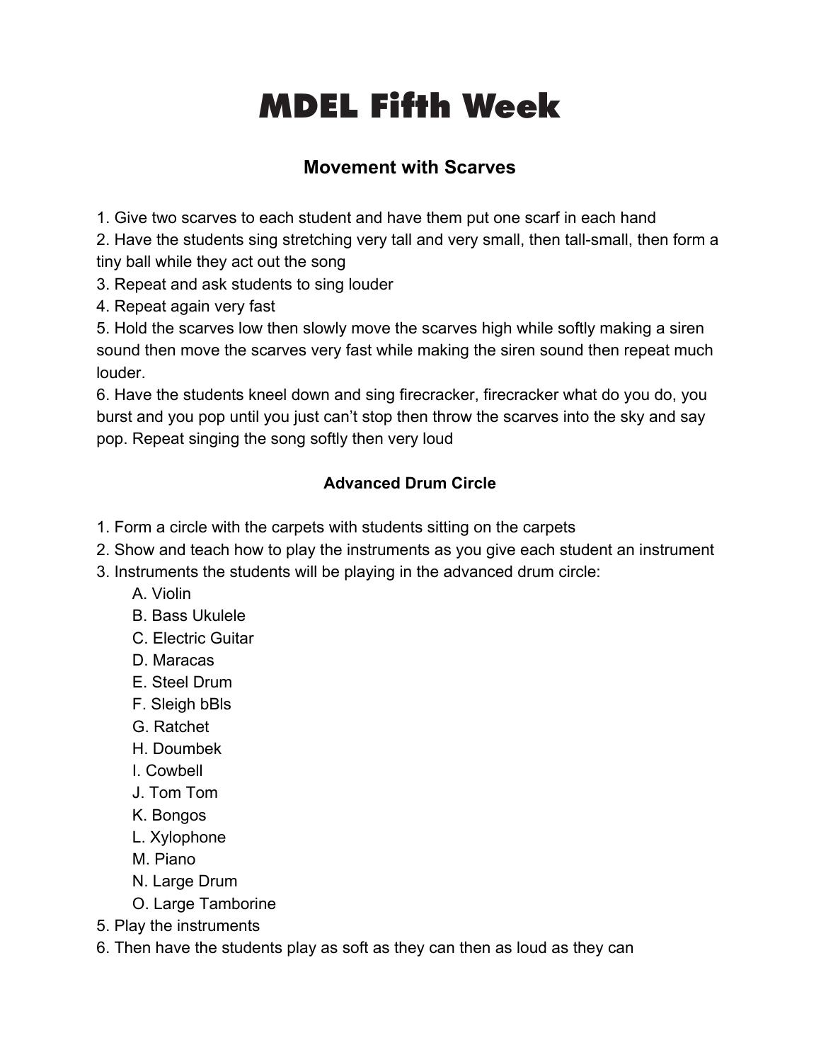# MDEL Fifth Week

## Movement with Scarves

1. Give two scarves to each student and have them put one scarf in each hand
2. Have the students sing stretching very tall and very small, then tall-small, then form a tiny ball while they act out the song
3. Repeat and ask students to sing louder
4. Repeat again very fast
5. Hold the scarves low then slowly move the scarves high while softly making a siren sound then move the scarves very fast while making the siren sound then repeat much louder.
6. Have the students kneel down and sing firecracker, firecracker what do you do, you burst and you pop until you just can't stop then throw the scarves into the sky and say pop. Repeat singing the song softly then very loud

### Advanced Drum Circle

1. Form a circle with the carpets with students sitting on the carpets
2. Show and teach how to play the instruments as you give each student an instrument
3. Instruments the students will be playing in the advanced drum circle:
   A. Violin
   B. Bass Ukulele
   C. Electric Guitar
   D. Maracas
   E. Steel Drum
   F. Sleigh bBls
   G. Ratchet
   H. Doumbek
   I. Cowbell
   J. Tom Tom
   K. Bongos
   L. Xylophone
   M. Piano
   N. Large Drum
   O. Large Tamborine
5. Play the instruments
6. Then have the students play as soft as they can then as loud as they can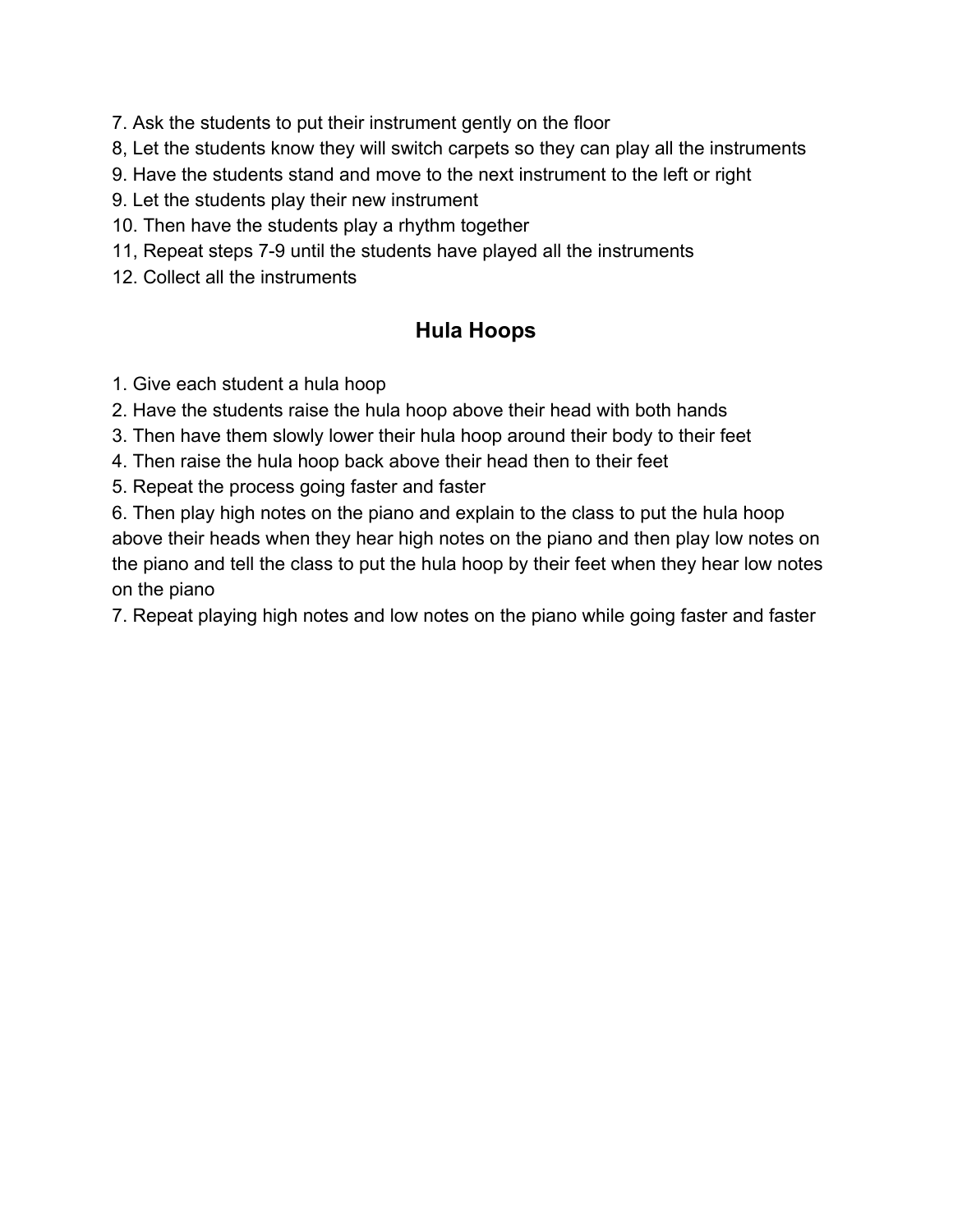7. Ask the students to put their instrument gently on the floor
8, Let the students know they will switch carpets so they can play all the instruments
9. Have the students stand and move to the next instrument to the left or right
9. Let the students play their new instrument
10. Then have the students play a rhythm together
11, Repeat steps 7-9 until the students have played all the instruments
12. Collect all the instruments

## Hula Hoops

1. Give each student a hula hoop
2. Have the students raise the hula hoop above their head with both hands
3. Then have them slowly lower their hula hoop around their body to their feet
4. Then raise the hula hoop back above their head then to their feet
5. Repeat the process going faster and faster
6. Then play high notes on the piano and explain to the class to put the hula hoop above their heads when they hear high notes on the piano and then play low notes on the piano and tell the class to put the hula hoop by their feet when they hear low notes on the piano
7. Repeat playing high notes and low notes on the piano while going faster and faster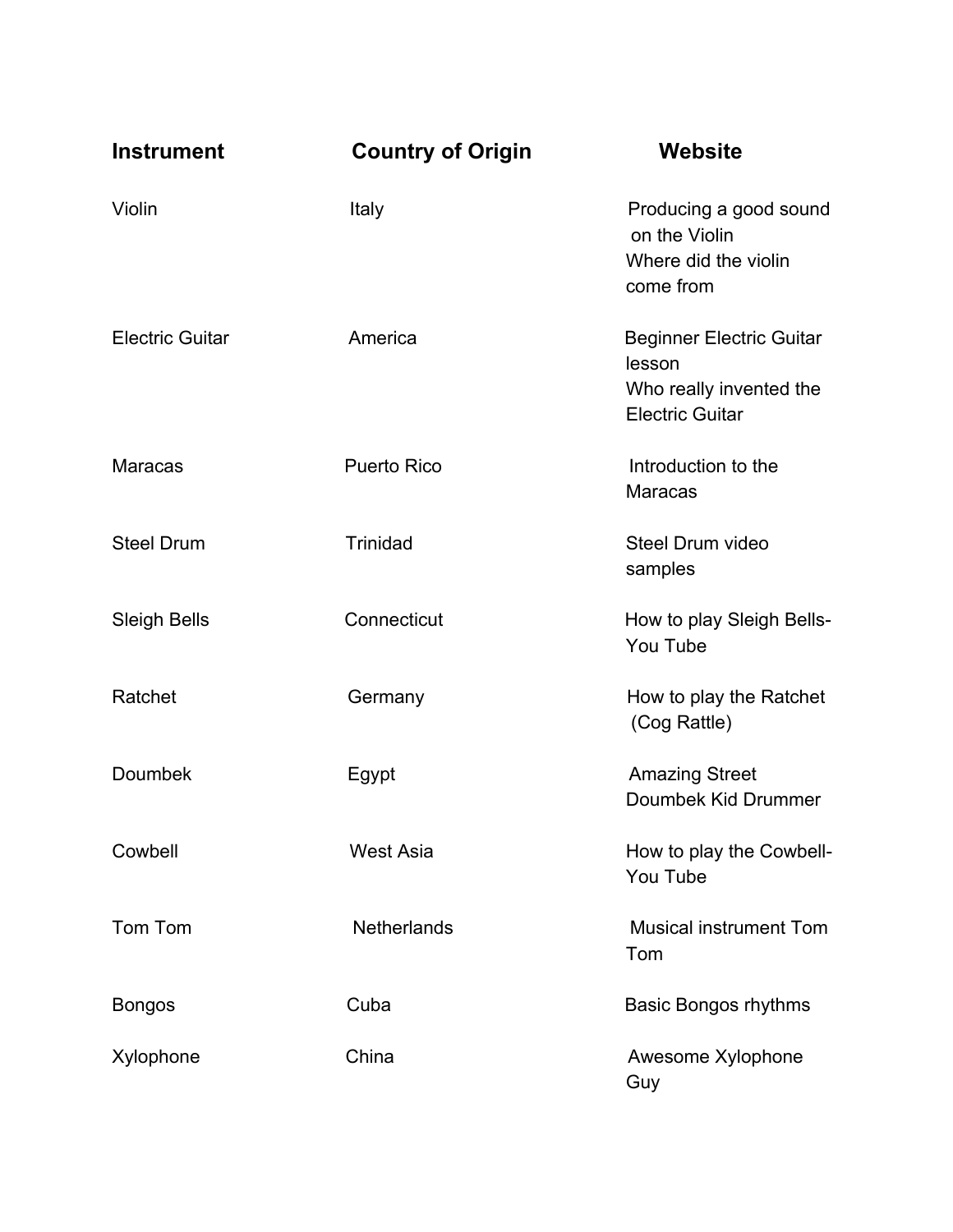| Instrument | Country of Origin | Website |
| --- | --- | --- |
| Violin | Italy | Producing a good sound on the Violin<br>Where did the violin come from |
| Electric Guitar | America | Beginner Electric Guitar lesson<br>Who really invented the Electric Guitar |
| Maracas | Puerto Rico | Introduction to the Maracas |
| Steel Drum | Trinidad | Steel Drum video samples |
| Sleigh Bells | Connecticut | How to play Sleigh Bells- You Tube |
| Ratchet | Germany | How to play the Ratchet (Cog Rattle) |
| Doumbek | Egypt | Amazing Street Doumbek Kid Drummer |
| Cowbell | West Asia | How to play the Cowbell- You Tube |
| Tom Tom | Netherlands | Musical instrument Tom Tom |
| Bongos | Cuba | Basic Bongos rhythms |
| Xylophone | China | Awesome Xylophone Guy |